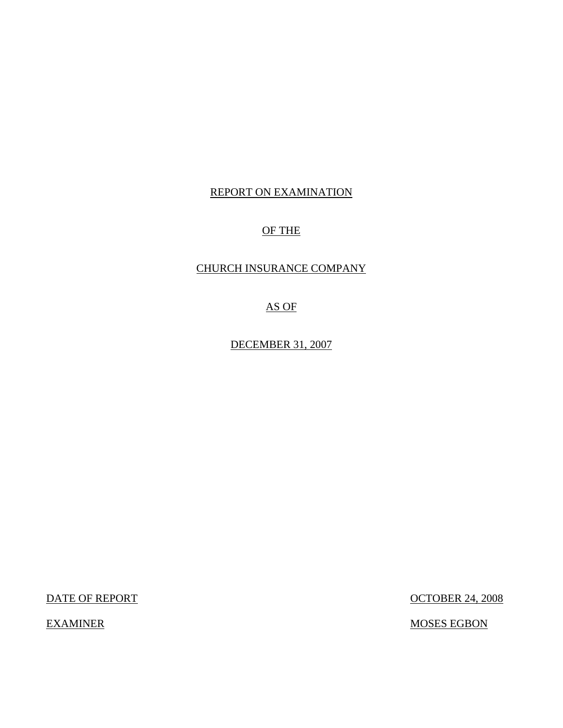REPORT ON EXAMINATION

OF THE

CHURCH INSURANCE COMPANY

AS OF

DECEMBER 31, 2007

| | |
|---|---|
| DATE OF REPORT | OCTOBER 24, 2008 |
| EXAMINER | MOSES EGBON |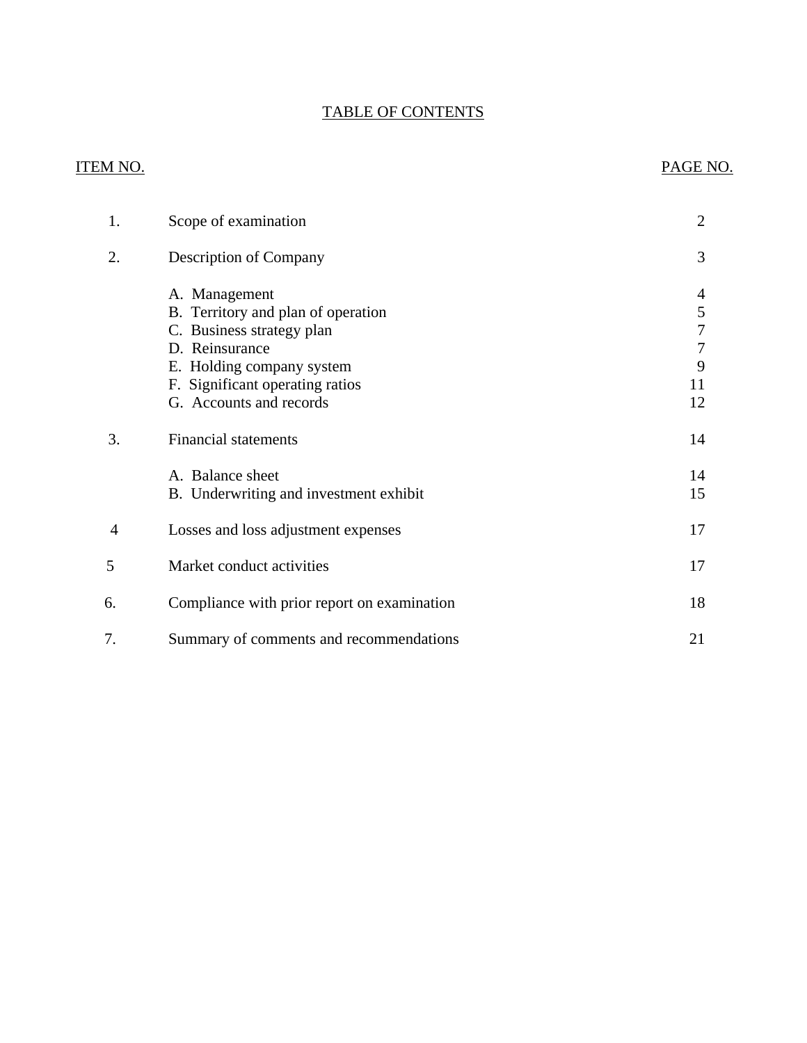# TABLE OF CONTENTS

| ITEM NO. | | PAGE NO. |
|---|---|---|
| 1. | Scope of examination | 2 |
| 2. | Description of Company | 3 |
| | A. Management | 4 |
| | B. Territory and plan of operation | 5 |
| | C. Business strategy plan | 7 |
| | D. Reinsurance | 7 |
| | E. Holding company system | 9 |
| | F. Significant operating ratios | 11 |
| | G. Accounts and records | 12 |
| 3. | Financial statements | 14 |
| | A. Balance sheet | 14 |
| | B. Underwriting and investment exhibit | 15 |
| 4 | Losses and loss adjustment expenses | 17 |
| 5 | Market conduct activities | 17 |
| 6. | Compliance with prior report on examination | 18 |
| 7. | Summary of comments and recommendations | 21 |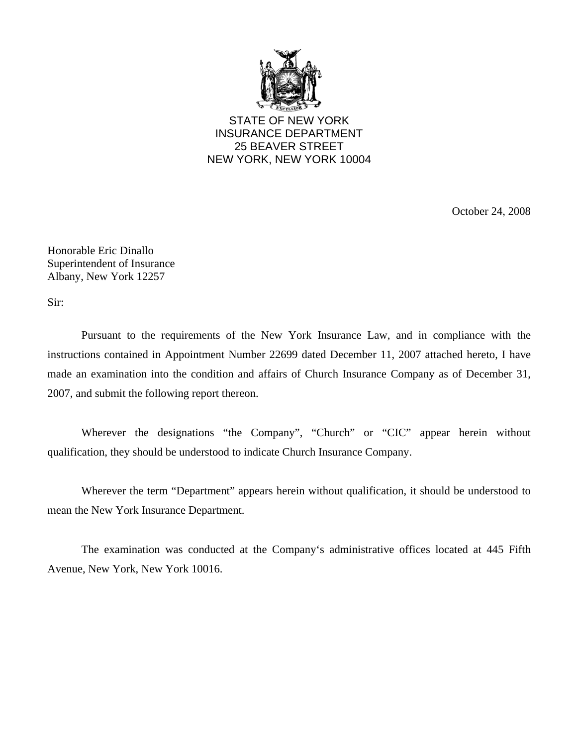STATE OF NEW YORK
INSURANCE DEPARTMENT
25 BEAVER STREET
NEW YORK, NEW YORK 10004

October 24, 2008

Honorable Eric Dinallo
Superintendent of Insurance
Albany, New York 12257

Sir:

Pursuant to the requirements of the New York Insurance Law, and in compliance with the instructions contained in Appointment Number 22699 dated December 11, 2007 attached hereto, I have made an examination into the condition and affairs of Church Insurance Company as of December 31, 2007, and submit the following report thereon.

Wherever the designations "the Company", "Church" or "CIC" appear herein without qualification, they should be understood to indicate Church Insurance Company.

Wherever the term "Department" appears herein without qualification, it should be understood to mean the New York Insurance Department.

The examination was conducted at the Company's administrative offices located at 445 Fifth Avenue, New York, New York 10016.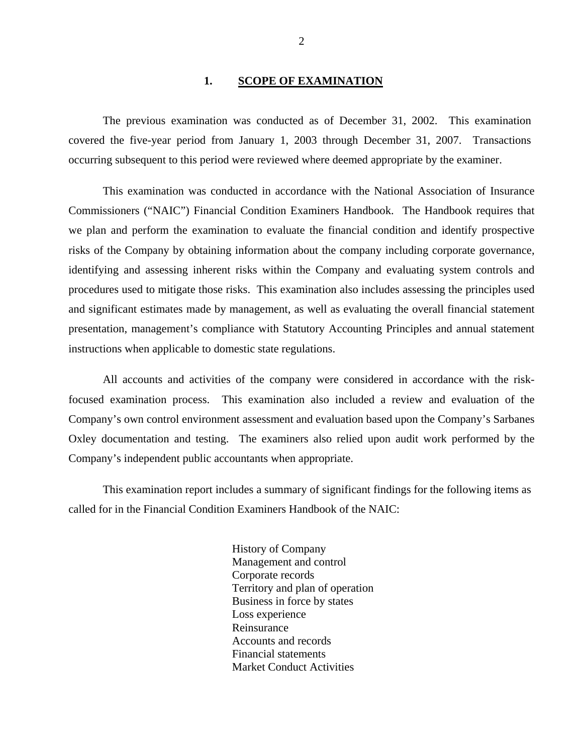## 1. SCOPE OF EXAMINATION

The previous examination was conducted as of December 31, 2002. This examination covered the five-year period from January 1, 2003 through December 31, 2007. Transactions occurring subsequent to this period were reviewed where deemed appropriate by the examiner.

This examination was conducted in accordance with the National Association of Insurance Commissioners ("NAIC") Financial Condition Examiners Handbook. The Handbook requires that we plan and perform the examination to evaluate the financial condition and identify prospective risks of the Company by obtaining information about the company including corporate governance, identifying and assessing inherent risks within the Company and evaluating system controls and procedures used to mitigate those risks. This examination also includes assessing the principles used and significant estimates made by management, as well as evaluating the overall financial statement presentation, management's compliance with Statutory Accounting Principles and annual statement instructions when applicable to domestic state regulations.

All accounts and activities of the company were considered in accordance with the risk-focused examination process. This examination also included a review and evaluation of the Company's own control environment assessment and evaluation based upon the Company's Sarbanes Oxley documentation and testing. The examiners also relied upon audit work performed by the Company's independent public accountants when appropriate.

This examination report includes a summary of significant findings for the following items as called for in the Financial Condition Examiners Handbook of the NAIC:

- History of Company
- Management and control
- Corporate records
- Territory and plan of operation
- Business in force by states
- Loss experience
- Reinsurance
- Accounts and records
- Financial statements
- Market Conduct Activities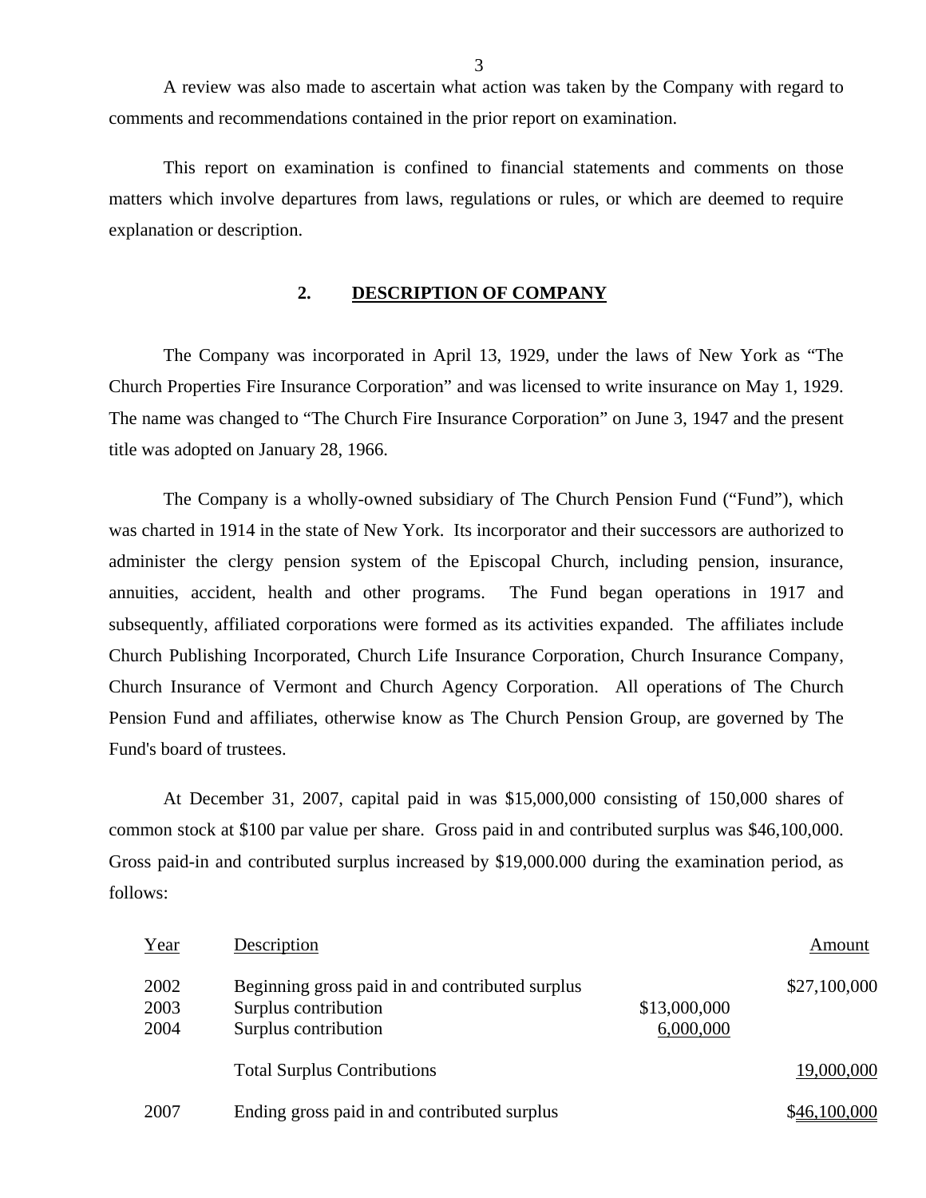A review was also made to ascertain what action was taken by the Company with regard to comments and recommendations contained in the prior report on examination.

This report on examination is confined to financial statements and comments on those matters which involve departures from laws, regulations or rules, or which are deemed to require explanation or description.

## 2. DESCRIPTION OF COMPANY

The Company was incorporated in April 13, 1929, under the laws of New York as "The Church Properties Fire Insurance Corporation" and was licensed to write insurance on May 1, 1929. The name was changed to "The Church Fire Insurance Corporation" on June 3, 1947 and the present title was adopted on January 28, 1966.

The Company is a wholly-owned subsidiary of The Church Pension Fund ("Fund"), which was charted in 1914 in the state of New York. Its incorporator and their successors are authorized to administer the clergy pension system of the Episcopal Church, including pension, insurance, annuities, accident, health and other programs. The Fund began operations in 1917 and subsequently, affiliated corporations were formed as its activities expanded. The affiliates include Church Publishing Incorporated, Church Life Insurance Corporation, Church Insurance Company, Church Insurance of Vermont and Church Agency Corporation. All operations of The Church Pension Fund and affiliates, otherwise know as The Church Pension Group, are governed by The Fund's board of trustees.

At December 31, 2007, capital paid in was $15,000,000 consisting of 150,000 shares of common stock at $100 par value per share. Gross paid in and contributed surplus was $46,100,000. Gross paid-in and contributed surplus increased by $19,000.000 during the examination period, as follows:

| Year | Description | | Amount |
|---|---|---|---|
| 2002 | Beginning gross paid in and contributed surplus | | $27,100,000 |
| 2003 | Surplus contribution | $13,000,000 | |
| 2004 | Surplus contribution | 6,000,000 | |
| | Total Surplus Contributions | | 19,000,000 |
| 2007 | Ending gross paid in and contributed surplus | | $46,100,000 |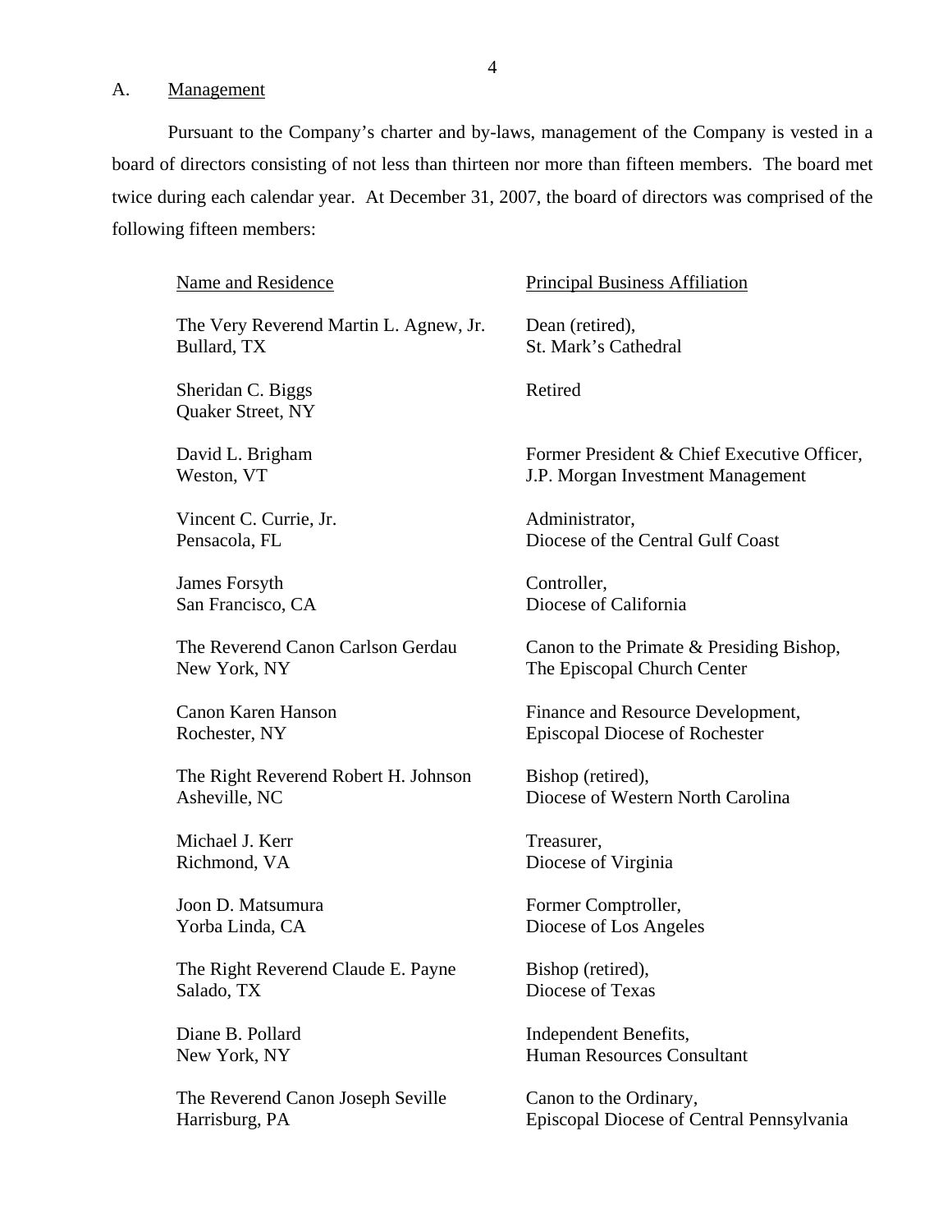A. Management

Pursuant to the Company's charter and by-laws, management of the Company is vested in a board of directors consisting of not less than thirteen nor more than fifteen members. The board met twice during each calendar year. At December 31, 2007, the board of directors was comprised of the following fifteen members:

| Name and Residence | Principal Business Affiliation |
| --- | --- |
| The Very Reverend Martin L. Agnew, Jr.<br>Bullard, TX | Dean (retired),<br>St. Mark's Cathedral |
| Sheridan C. Biggs<br>Quaker Street, NY | Retired |
| David L. Brigham<br>Weston, VT | Former President & Chief Executive Officer,<br>J.P. Morgan Investment Management |
| Vincent C. Currie, Jr.<br>Pensacola, FL | Administrator,<br>Diocese of the Central Gulf Coast |
| James Forsyth<br>San Francisco, CA | Controller,<br>Diocese of California |
| The Reverend Canon Carlson Gerdau<br>New York, NY | Canon to the Primate & Presiding Bishop,<br>The Episcopal Church Center |
| Canon Karen Hanson<br>Rochester, NY | Finance and Resource Development,<br>Episcopal Diocese of Rochester |
| The Right Reverend Robert H. Johnson<br>Asheville, NC | Bishop (retired),<br>Diocese of Western North Carolina |
| Michael J. Kerr<br>Richmond, VA | Treasurer,<br>Diocese of Virginia |
| Joon D. Matsumura<br>Yorba Linda, CA | Former Comptroller,<br>Diocese of Los Angeles |
| The Right Reverend Claude E. Payne<br>Salado, TX | Bishop (retired),<br>Diocese of Texas |
| Diane B. Pollard<br>New York, NY | Independent Benefits,<br>Human Resources Consultant |
| The Reverend Canon Joseph Seville<br>Harrisburg, PA | Canon to the Ordinary,<br>Episcopal Diocese of Central Pennsylvania |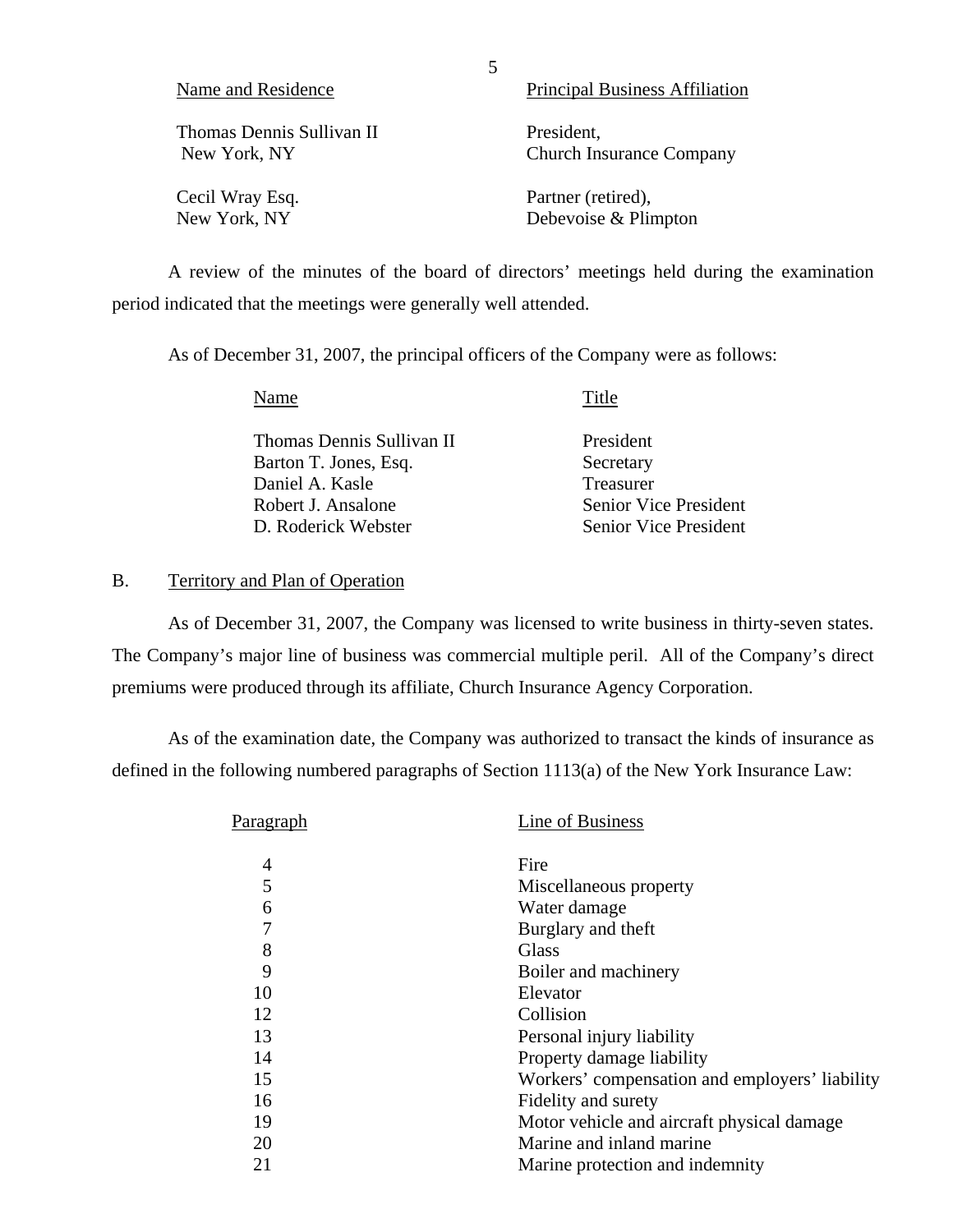| Name and Residence | Principal Business Affiliation |
|---|---|
| Thomas Dennis Sullivan II<br>New York, NY | President,<br>Church Insurance Company |
| Cecil Wray Esq.<br>New York, NY | Partner (retired),<br>Debevoise & Plimpton |

A review of the minutes of the board of directors' meetings held during the examination period indicated that the meetings were generally well attended.

As of December 31, 2007, the principal officers of the Company were as follows:

| Name | Title |
|---|---|
| Thomas Dennis Sullivan II | President |
| Barton T. Jones, Esq. | Secretary |
| Daniel A. Kasle | Treasurer |
| Robert J. Ansalone | Senior Vice President |
| D. Roderick Webster | Senior Vice President |

## B. Territory and Plan of Operation

As of December 31, 2007, the Company was licensed to write business in thirty-seven states. The Company's major line of business was commercial multiple peril. All of the Company's direct premiums were produced through its affiliate, Church Insurance Agency Corporation.

As of the examination date, the Company was authorized to transact the kinds of insurance as defined in the following numbered paragraphs of Section 1113(a) of the New York Insurance Law:

| Paragraph | Line of Business |
|---|---|
| 4 | Fire |
| 5 | Miscellaneous property |
| 6 | Water damage |
| 7 | Burglary and theft |
| 8 | Glass |
| 9 | Boiler and machinery |
| 10 | Elevator |
| 12 | Collision |
| 13 | Personal injury liability |
| 14 | Property damage liability |
| 15 | Workers' compensation and employers' liability |
| 16 | Fidelity and surety |
| 19 | Motor vehicle and aircraft physical damage |
| 20 | Marine and inland marine |
| 21 | Marine protection and indemnity |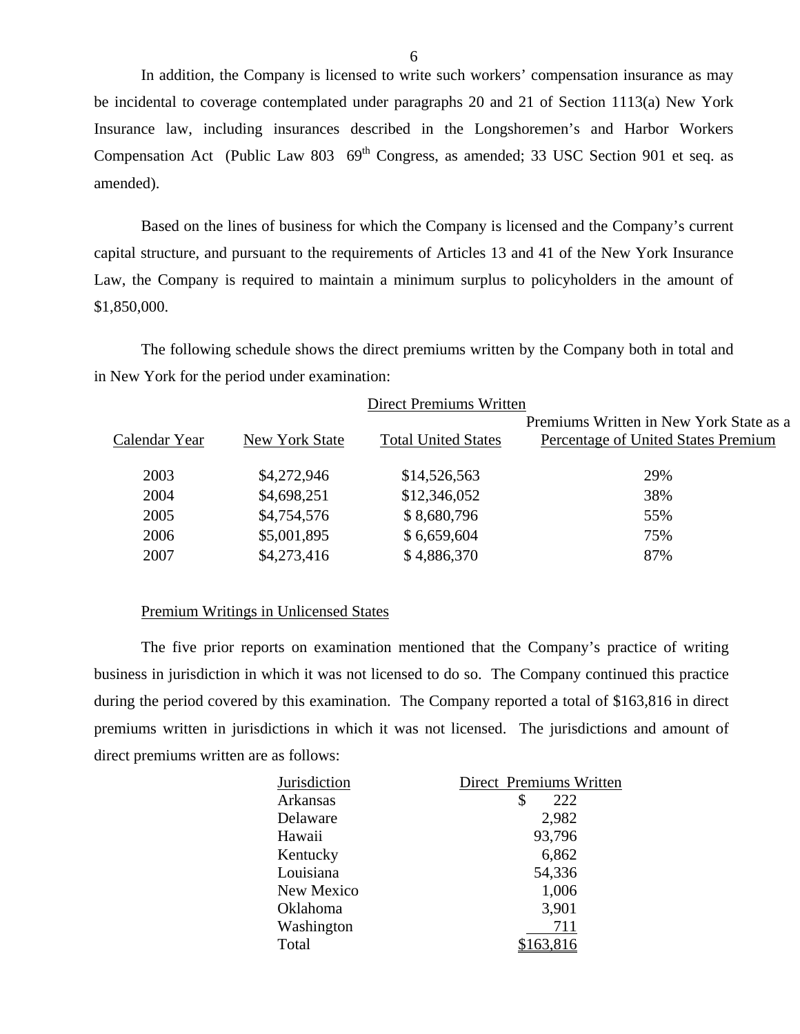In addition, the Company is licensed to write such workers' compensation insurance as may be incidental to coverage contemplated under paragraphs 20 and 21 of Section 1113(a) New York Insurance law, including insurances described in the Longshoremen's and Harbor Workers Compensation Act (Public Law 803 69th Congress, as amended; 33 USC Section 901 et seq. as amended).

Based on the lines of business for which the Company is licensed and the Company's current capital structure, and pursuant to the requirements of Articles 13 and 41 of the New York Insurance Law, the Company is required to maintain a minimum surplus to policyholders in the amount of $1,850,000.

The following schedule shows the direct premiums written by the Company both in total and in New York for the period under examination:

| | Direct Premiums Written | | |
|---|---|---|---|
| Calendar Year | New York State | Total United States | Premiums Written in New York State as a Percentage of United States Premium |
| 2003 | $4,272,946 | $14,526,563 | 29% |
| 2004 | $4,698,251 | $12,346,052 | 38% |
| 2005 | $4,754,576 | $ 8,680,796 | 55% |
| 2006 | $5,001,895 | $ 6,659,604 | 75% |
| 2007 | $4,273,416 | $ 4,886,370 | 87% |

Premium Writings in Unlicensed States

The five prior reports on examination mentioned that the Company's practice of writing business in jurisdiction in which it was not licensed to do so. The Company continued this practice during the period covered by this examination. The Company reported a total of $163,816 in direct premiums written in jurisdictions in which it was not licensed. The jurisdictions and amount of direct premiums written are as follows:

| Jurisdiction | Direct Premiums Written |
|---|---|
| Arkansas | $ 222 |
| Delaware | 2,982 |
| Hawaii | 93,796 |
| Kentucky | 6,862 |
| Louisiana | 54,336 |
| New Mexico | 1,006 |
| Oklahoma | 3,901 |
| Washington | 711 |
| Total | $163,816 |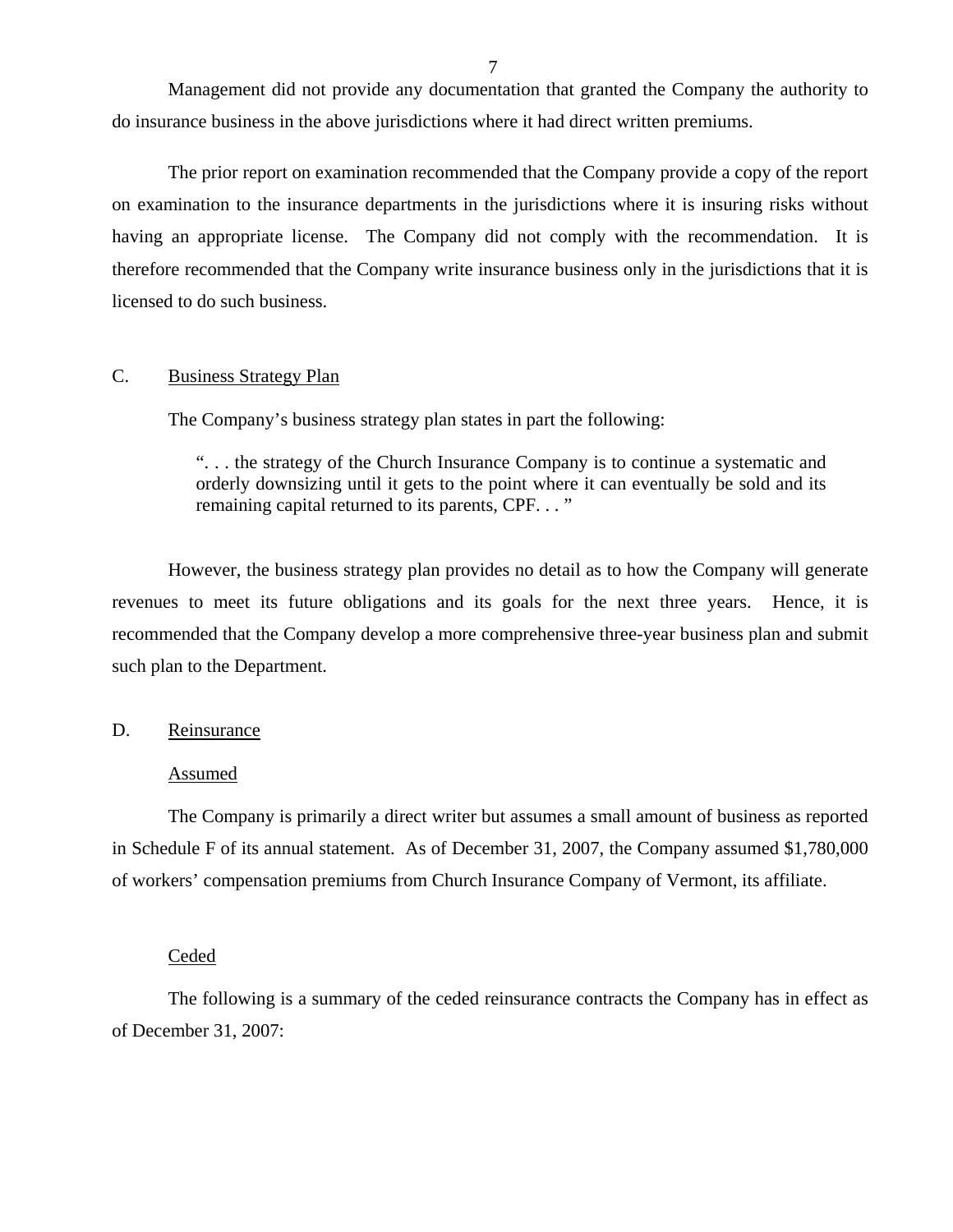Management did not provide any documentation that granted the Company the authority to do insurance business in the above jurisdictions where it had direct written premiums.

The prior report on examination recommended that the Company provide a copy of the report on examination to the insurance departments in the jurisdictions where it is insuring risks without having an appropriate license. The Company did not comply with the recommendation. It is therefore recommended that the Company write insurance business only in the jurisdictions that it is licensed to do such business.

## C. Business Strategy Plan

The Company's business strategy plan states in part the following:

> ". . . the strategy of the Church Insurance Company is to continue a systematic and orderly downsizing until it gets to the point where it can eventually be sold and its remaining capital returned to its parents, CPF. . . "

However, the business strategy plan provides no detail as to how the Company will generate revenues to meet its future obligations and its goals for the next three years. Hence, it is recommended that the Company develop a more comprehensive three-year business plan and submit such plan to the Department.

## D. Reinsurance

### Assumed

The Company is primarily a direct writer but assumes a small amount of business as reported in Schedule F of its annual statement. As of December 31, 2007, the Company assumed $1,780,000 of workers' compensation premiums from Church Insurance Company of Vermont, its affiliate.

### Ceded

The following is a summary of the ceded reinsurance contracts the Company has in effect as of December 31, 2007: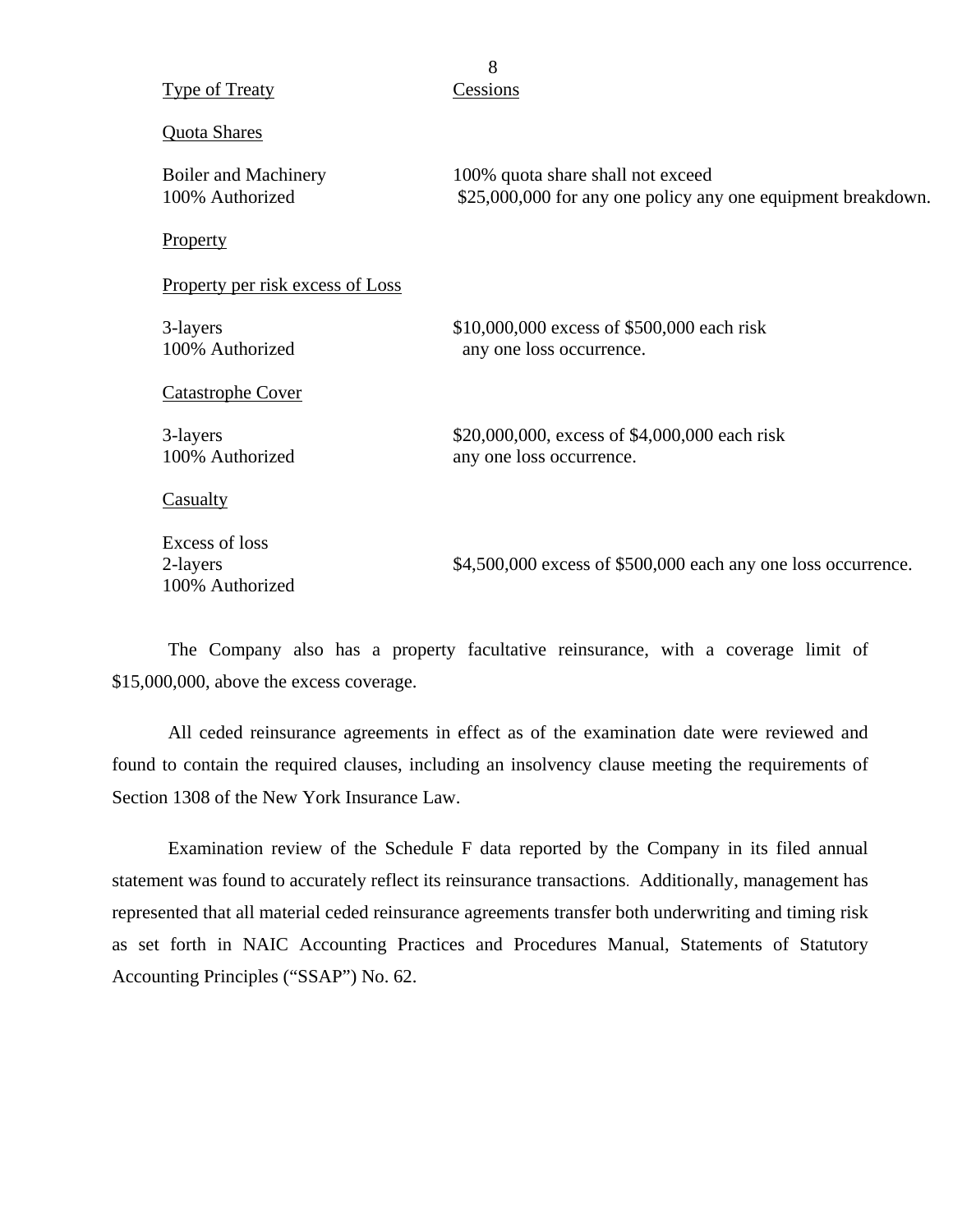| Type of Treaty | Cessions |
|---|---|
| Quota Shares | |
| Boiler and Machinery<br>100% Authorized | 100% quota share shall not exceed<br>$25,000,000 for any one policy any one equipment breakdown. |
| Property | |
| Property per risk excess of Loss | |
| 3-layers<br>100% Authorized | $10,000,000 excess of $500,000 each risk<br>any one loss occurrence. |
| Catastrophe Cover | |
| 3-layers<br>100% Authorized | $20,000,000, excess of $4,000,000 each risk<br>any one loss occurrence. |
| Casualty | |
| Excess of loss<br>2-layers<br>100% Authorized | $4,500,000 excess of $500,000 each any one loss occurrence. |

The Company also has a property facultative reinsurance, with a coverage limit of $15,000,000, above the excess coverage.

All ceded reinsurance agreements in effect as of the examination date were reviewed and found to contain the required clauses, including an insolvency clause meeting the requirements of Section 1308 of the New York Insurance Law.

Examination review of the Schedule F data reported by the Company in its filed annual statement was found to accurately reflect its reinsurance transactions. Additionally, management has represented that all material ceded reinsurance agreements transfer both underwriting and timing risk as set forth in NAIC Accounting Practices and Procedures Manual, Statements of Statutory Accounting Principles ("SSAP") No. 62.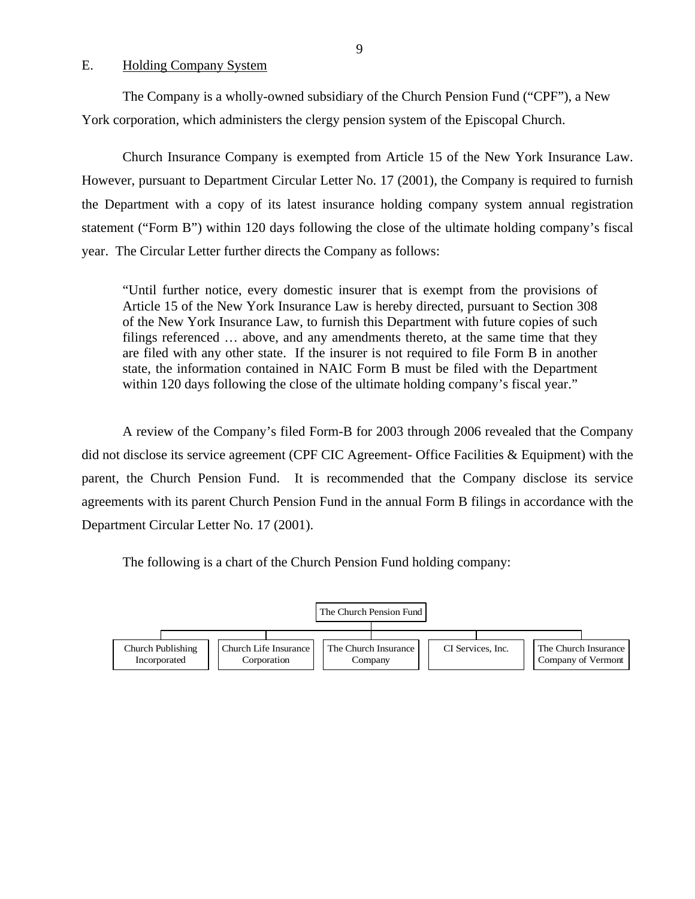## E. Holding Company System

The Company is a wholly-owned subsidiary of the Church Pension Fund ("CPF"), a New York corporation, which administers the clergy pension system of the Episcopal Church.

Church Insurance Company is exempted from Article 15 of the New York Insurance Law. However, pursuant to Department Circular Letter No. 17 (2001), the Company is required to furnish the Department with a copy of its latest insurance holding company system annual registration statement ("Form B") within 120 days following the close of the ultimate holding company's fiscal year. The Circular Letter further directs the Company as follows:

> "Until further notice, every domestic insurer that is exempt from the provisions of Article 15 of the New York Insurance Law is hereby directed, pursuant to Section 308 of the New York Insurance Law, to furnish this Department with future copies of such filings referenced … above, and any amendments thereto, at the same time that they are filed with any other state. If the insurer is not required to file Form B in another state, the information contained in NAIC Form B must be filed with the Department within 120 days following the close of the ultimate holding company's fiscal year."

A review of the Company's filed Form-B for 2003 through 2006 revealed that the Company did not disclose its service agreement (CPF CIC Agreement- Office Facilities & Equipment) with the parent, the Church Pension Fund. It is recommended that the Company disclose its service agreements with its parent Church Pension Fund in the annual Form B filings in accordance with the Department Circular Letter No. 17 (2001).

The following is a chart of the Church Pension Fund holding company:

- The Church Pension Fund
  - Church Publishing Incorporated
  - Church Life Insurance Corporation
  - The Church Insurance Company
  - CI Services, Inc.
  - The Church Insurance Company of Vermont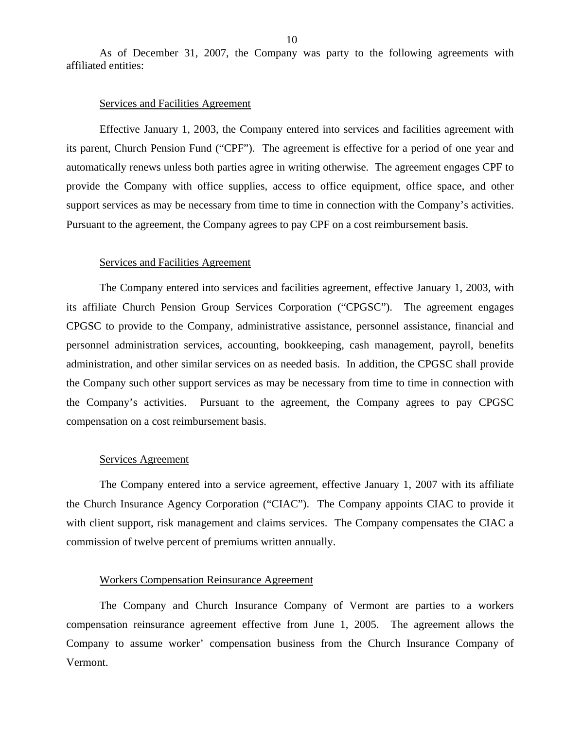As of December 31, 2007, the Company was party to the following agreements with affiliated entities:

Services and Facilities Agreement

Effective January 1, 2003, the Company entered into services and facilities agreement with its parent, Church Pension Fund ("CPF"). The agreement is effective for a period of one year and automatically renews unless both parties agree in writing otherwise. The agreement engages CPF to provide the Company with office supplies, access to office equipment, office space, and other support services as may be necessary from time to time in connection with the Company's activities. Pursuant to the agreement, the Company agrees to pay CPF on a cost reimbursement basis.

Services and Facilities Agreement

The Company entered into services and facilities agreement, effective January 1, 2003, with its affiliate Church Pension Group Services Corporation ("CPGSC"). The agreement engages CPGSC to provide to the Company, administrative assistance, personnel assistance, financial and personnel administration services, accounting, bookkeeping, cash management, payroll, benefits administration, and other similar services on as needed basis. In addition, the CPGSC shall provide the Company such other support services as may be necessary from time to time in connection with the Company's activities. Pursuant to the agreement, the Company agrees to pay CPGSC compensation on a cost reimbursement basis.

Services Agreement

The Company entered into a service agreement, effective January 1, 2007 with its affiliate the Church Insurance Agency Corporation ("CIAC"). The Company appoints CIAC to provide it with client support, risk management and claims services. The Company compensates the CIAC a commission of twelve percent of premiums written annually.

Workers Compensation Reinsurance Agreement

The Company and Church Insurance Company of Vermont are parties to a workers compensation reinsurance agreement effective from June 1, 2005. The agreement allows the Company to assume worker' compensation business from the Church Insurance Company of Vermont.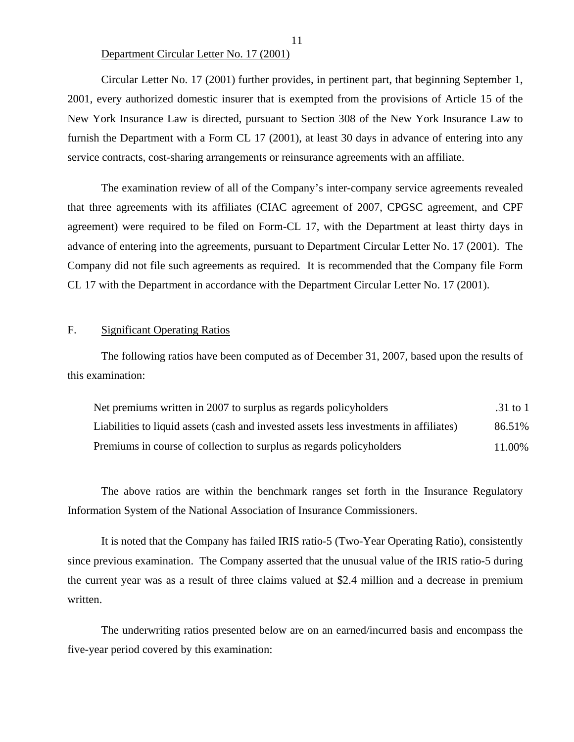Department Circular Letter No. 17 (2001)

Circular Letter No. 17 (2001) further provides, in pertinent part, that beginning September 1, 2001, every authorized domestic insurer that is exempted from the provisions of Article 15 of the New York Insurance Law is directed, pursuant to Section 308 of the New York Insurance Law to furnish the Department with a Form CL 17 (2001), at least 30 days in advance of entering into any service contracts, cost-sharing arrangements or reinsurance agreements with an affiliate.

The examination review of all of the Company's inter-company service agreements revealed that three agreements with its affiliates (CIAC agreement of 2007, CPGSC agreement, and CPF agreement) were required to be filed on Form-CL 17, with the Department at least thirty days in advance of entering into the agreements, pursuant to Department Circular Letter No. 17 (2001). The Company did not file such agreements as required. It is recommended that the Company file Form CL 17 with the Department in accordance with the Department Circular Letter No. 17 (2001).

## F. Significant Operating Ratios

The following ratios have been computed as of December 31, 2007, based upon the results of this examination:

| | |
|---|---|
| Net premiums written in 2007 to surplus as regards policyholders | .31 to 1 |
| Liabilities to liquid assets (cash and invested assets less investments in affiliates) | 86.51% |
| Premiums in course of collection to surplus as regards policyholders | 11.00% |

The above ratios are within the benchmark ranges set forth in the Insurance Regulatory Information System of the National Association of Insurance Commissioners.

It is noted that the Company has failed IRIS ratio-5 (Two-Year Operating Ratio), consistently since previous examination. The Company asserted that the unusual value of the IRIS ratio-5 during the current year was as a result of three claims valued at $2.4 million and a decrease in premium written.

The underwriting ratios presented below are on an earned/incurred basis and encompass the five-year period covered by this examination: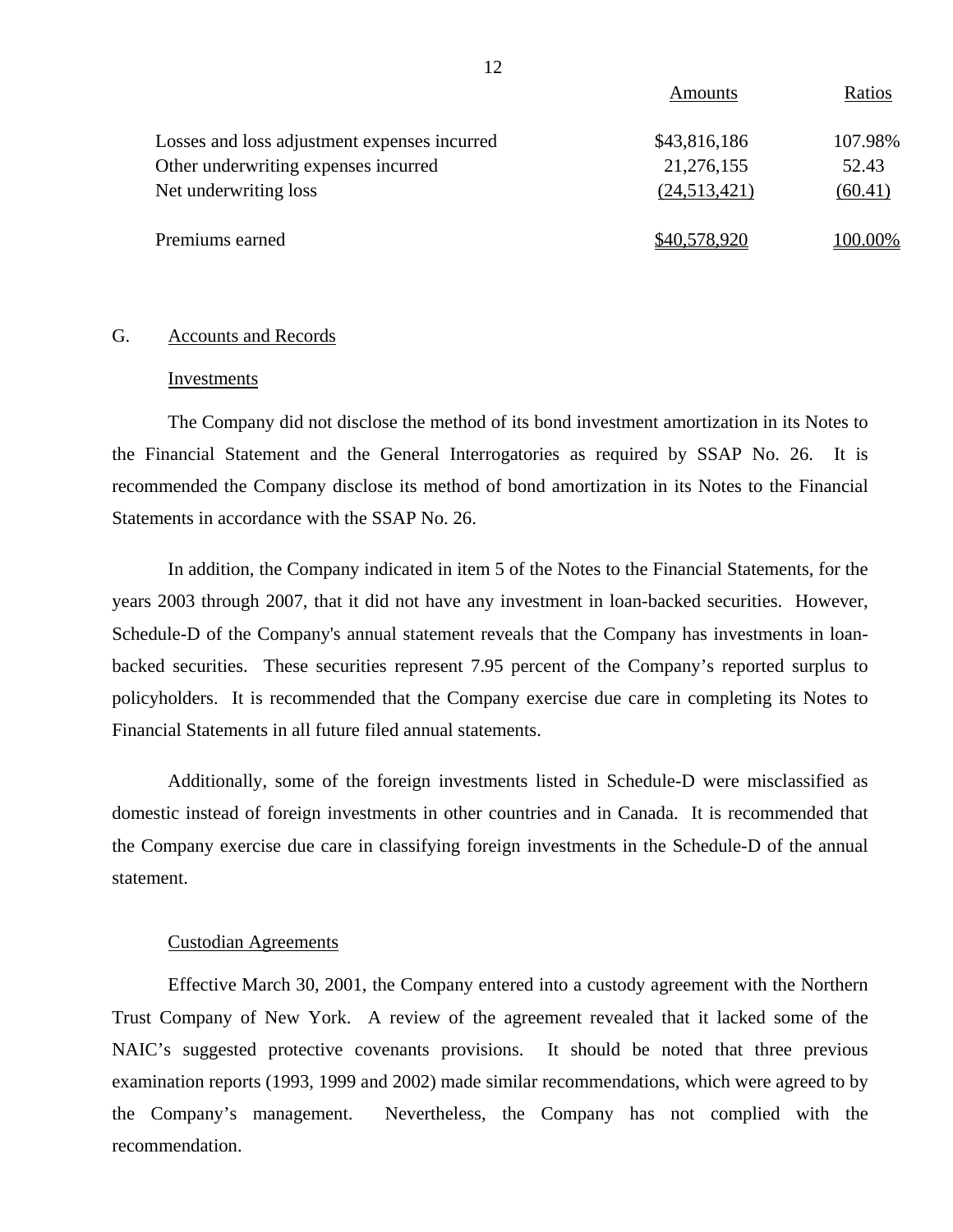| | Amounts | Ratios |
|---|---|---|
| Losses and loss adjustment expenses incurred | $43,816,186 | 107.98% |
| Other underwriting expenses incurred | 21,276,155 | 52.43 |
| Net underwriting loss | (24,513,421) | (60.41) |
| Premiums earned | $40,578,920 | 100.00% |

G. Accounts and Records

Investments

The Company did not disclose the method of its bond investment amortization in its Notes to the Financial Statement and the General Interrogatories as required by SSAP No. 26. It is recommended the Company disclose its method of bond amortization in its Notes to the Financial Statements in accordance with the SSAP No. 26.

In addition, the Company indicated in item 5 of the Notes to the Financial Statements, for the years 2003 through 2007, that it did not have any investment in loan-backed securities. However, Schedule-D of the Company's annual statement reveals that the Company has investments in loan-backed securities. These securities represent 7.95 percent of the Company's reported surplus to policyholders. It is recommended that the Company exercise due care in completing its Notes to Financial Statements in all future filed annual statements.

Additionally, some of the foreign investments listed in Schedule-D were misclassified as domestic instead of foreign investments in other countries and in Canada. It is recommended that the Company exercise due care in classifying foreign investments in the Schedule-D of the annual statement.

Custodian Agreements

Effective March 30, 2001, the Company entered into a custody agreement with the Northern Trust Company of New York. A review of the agreement revealed that it lacked some of the NAIC's suggested protective covenants provisions. It should be noted that three previous examination reports (1993, 1999 and 2002) made similar recommendations, which were agreed to by the Company's management. Nevertheless, the Company has not complied with the recommendation.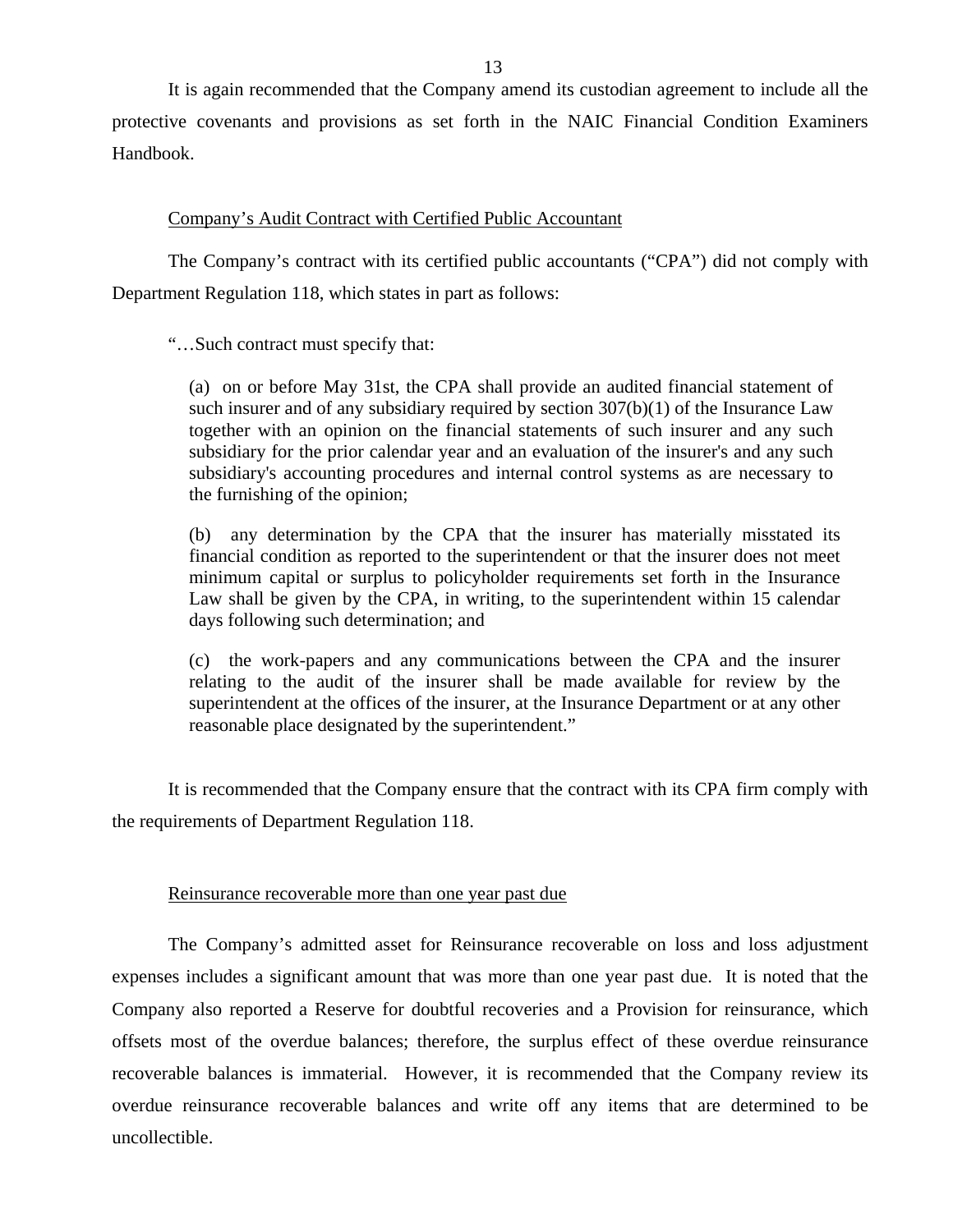It is again recommended that the Company amend its custodian agreement to include all the protective covenants and provisions as set forth in the NAIC Financial Condition Examiners Handbook.

Company's Audit Contract with Certified Public Accountant

The Company's contract with its certified public accountants ("CPA") did not comply with Department Regulation 118, which states in part as follows:

"…Such contract must specify that:

> (a) on or before May 31st, the CPA shall provide an audited financial statement of such insurer and of any subsidiary required by section 307(b)(1) of the Insurance Law together with an opinion on the financial statements of such insurer and any such subsidiary for the prior calendar year and an evaluation of the insurer's and any such subsidiary's accounting procedures and internal control systems as are necessary to the furnishing of the opinion;
>
> (b) any determination by the CPA that the insurer has materially misstated its financial condition as reported to the superintendent or that the insurer does not meet minimum capital or surplus to policyholder requirements set forth in the Insurance Law shall be given by the CPA, in writing, to the superintendent within 15 calendar days following such determination; and
>
> (c) the work-papers and any communications between the CPA and the insurer relating to the audit of the insurer shall be made available for review by the superintendent at the offices of the insurer, at the Insurance Department or at any other reasonable place designated by the superintendent."

It is recommended that the Company ensure that the contract with its CPA firm comply with the requirements of Department Regulation 118.

Reinsurance recoverable more than one year past due

The Company's admitted asset for Reinsurance recoverable on loss and loss adjustment expenses includes a significant amount that was more than one year past due. It is noted that the Company also reported a Reserve for doubtful recoveries and a Provision for reinsurance, which offsets most of the overdue balances; therefore, the surplus effect of these overdue reinsurance recoverable balances is immaterial. However, it is recommended that the Company review its overdue reinsurance recoverable balances and write off any items that are determined to be uncollectible.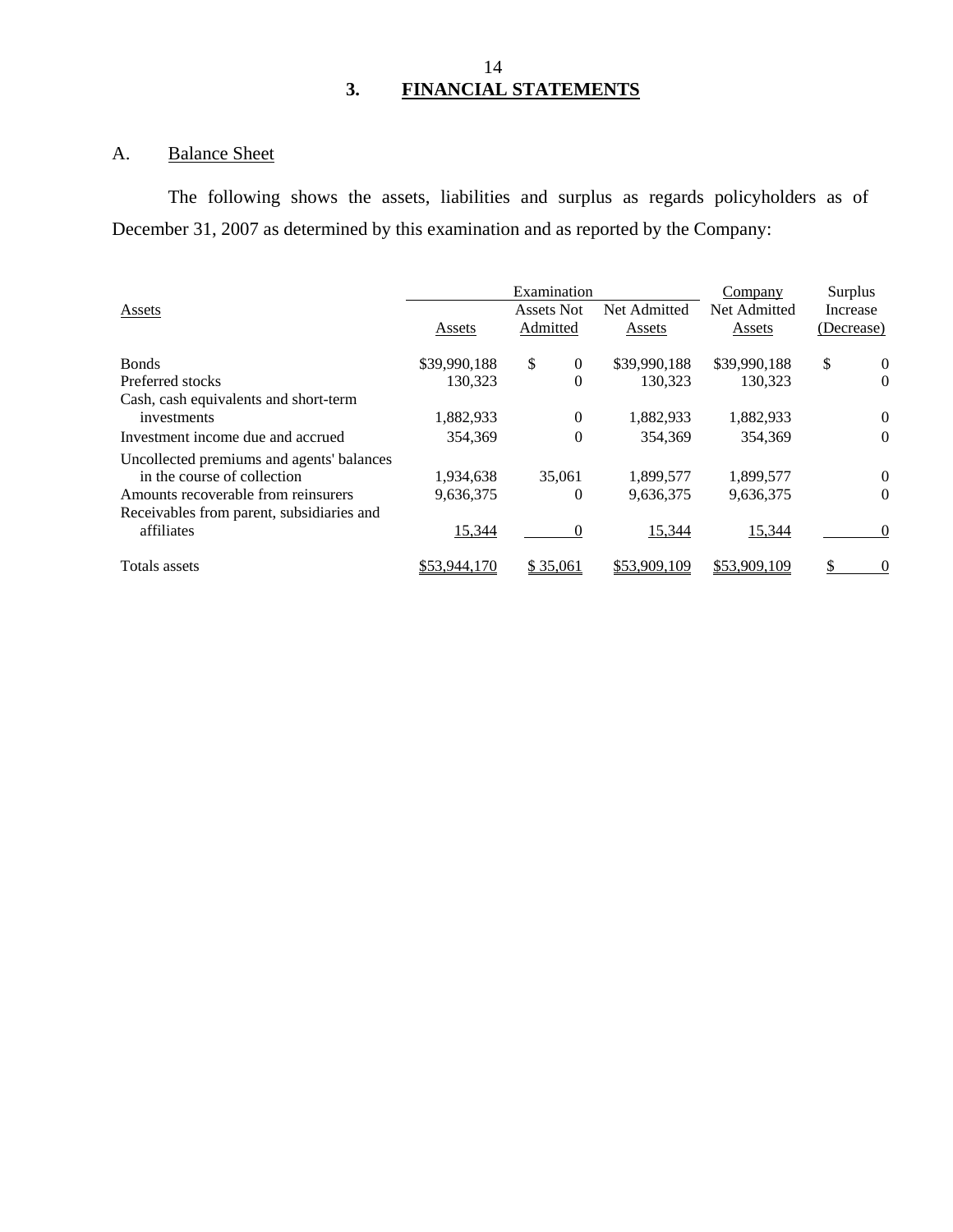## 3. FINANCIAL STATEMENTS

### A. Balance Sheet

The following shows the assets, liabilities and surplus as regards policyholders as of December 31, 2007 as determined by this examination and as reported by the Company:

| Assets | Examination Assets | Examination Assets Not Admitted | Examination Net Admitted Assets | Company Net Admitted Assets | Surplus Increase (Decrease) |
|---|---|---|---|---|---|
| Bonds | $39,990,188 | $ 0 | $39,990,188 | $39,990,188 | $ 0 |
| Preferred stocks | 130,323 | 0 | 130,323 | 130,323 | 0 |
| Cash, cash equivalents and short-term investments | 1,882,933 | 0 | 1,882,933 | 1,882,933 | 0 |
| Investment income due and accrued | 354,369 | 0 | 354,369 | 354,369 | 0 |
| Uncollected premiums and agents' balances in the course of collection | 1,934,638 | 35,061 | 1,899,577 | 1,899,577 | 0 |
| Amounts recoverable from reinsurers | 9,636,375 | 0 | 9,636,375 | 9,636,375 | 0 |
| Receivables from parent, subsidiaries and affiliates | 15,344 | 0 | 15,344 | 15,344 | 0 |
| Totals assets | $53,944,170 | $ 35,061 | $53,909,109 | $53,909,109 | $ 0 |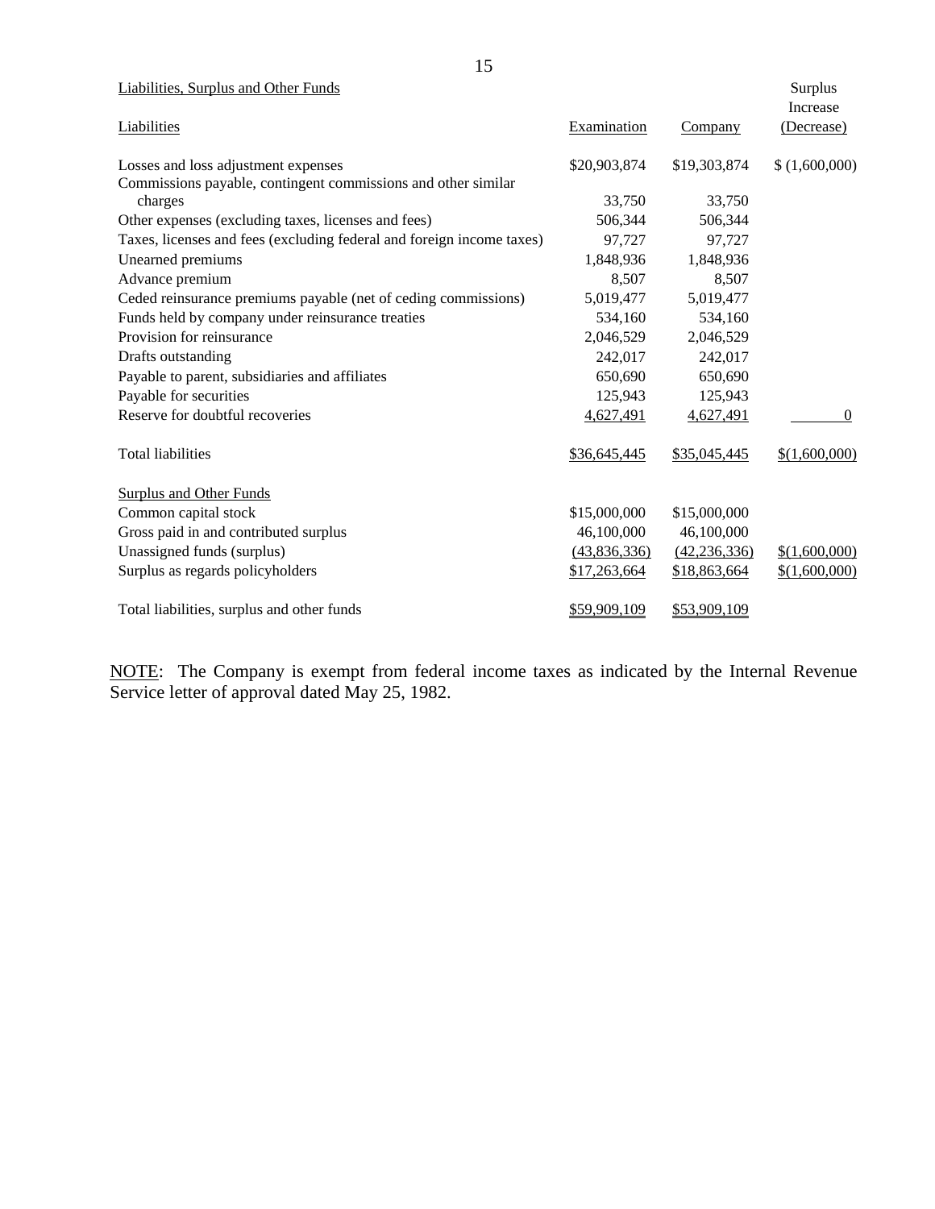| Liabilities, Surplus and Other Funds | | | Surplus Increase |
|---|---|---|---|
| Liabilities | Examination | Company | (Decrease) |
| Losses and loss adjustment expenses | $20,903,874 | $19,303,874 | $ (1,600,000) |
| Commissions payable, contingent commissions and other similar charges | 33,750 | 33,750 | |
| Other expenses (excluding taxes, licenses and fees) | 506,344 | 506,344 | |
| Taxes, licenses and fees (excluding federal and foreign income taxes) | 97,727 | 97,727 | |
| Unearned premiums | 1,848,936 | 1,848,936 | |
| Advance premium | 8,507 | 8,507 | |
| Ceded reinsurance premiums payable (net of ceding commissions) | 5,019,477 | 5,019,477 | |
| Funds held by company under reinsurance treaties | 534,160 | 534,160 | |
| Provision for reinsurance | 2,046,529 | 2,046,529 | |
| Drafts outstanding | 242,017 | 242,017 | |
| Payable to parent, subsidiaries and affiliates | 650,690 | 650,690 | |
| Payable for securities | 125,943 | 125,943 | |
| Reserve for doubtful recoveries | 4,627,491 | 4,627,491 | 0 |
| Total liabilities | $36,645,445 | $35,045,445 | $(1,600,000) |
| Surplus and Other Funds | | | |
| Common capital stock | $15,000,000 | $15,000,000 | |
| Gross paid in and contributed surplus | 46,100,000 | 46,100,000 | |
| Unassigned funds (surplus) | (43,836,336) | (42,236,336) | $(1,600,000) |
| Surplus as regards policyholders | $17,263,664 | $18,863,664 | $(1,600,000) |
| Total liabilities, surplus and other funds | $59,909,109 | $53,909,109 | |

NOTE: The Company is exempt from federal income taxes as indicated by the Internal Revenue Service letter of approval dated May 25, 1982.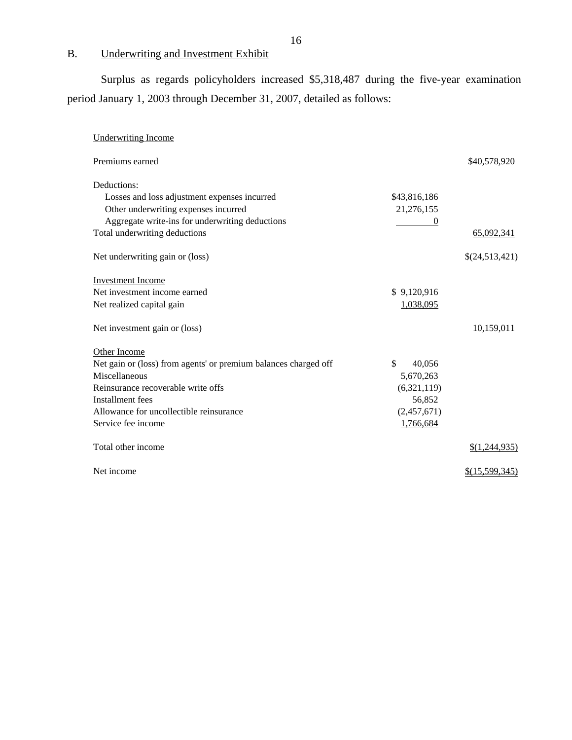## B. Underwriting and Investment Exhibit

Surplus as regards policyholders increased $5,318,487 during the five-year examination period January 1, 2003 through December 31, 2007, detailed as follows:

| | | |
|---|---|---|
| Underwriting Income | | |
| Premiums earned | | $40,578,920 |
| Deductions: | | |
| Losses and loss adjustment expenses incurred | $43,816,186 | |
| Other underwriting expenses incurred | 21,276,155 | |
| Aggregate write-ins for underwriting deductions | 0 | |
| Total underwriting deductions | | 65,092,341 |
| Net underwriting gain or (loss) | | $(24,513,421) |
| Investment Income | | |
| Net investment income earned | $ 9,120,916 | |
| Net realized capital gain | 1,038,095 | |
| Net investment gain or (loss) | | 10,159,011 |
| Other Income | | |
| Net gain or (loss) from agents' or premium balances charged off | $ 40,056 | |
| Miscellaneous | 5,670,263 | |
| Reinsurance recoverable write offs | (6,321,119) | |
| Installment fees | 56,852 | |
| Allowance for uncollectible reinsurance | (2,457,671) | |
| Service fee income | 1,766,684 | |
| Total other income | | $(1,244,935) |
| Net income | | $(15,599,345) |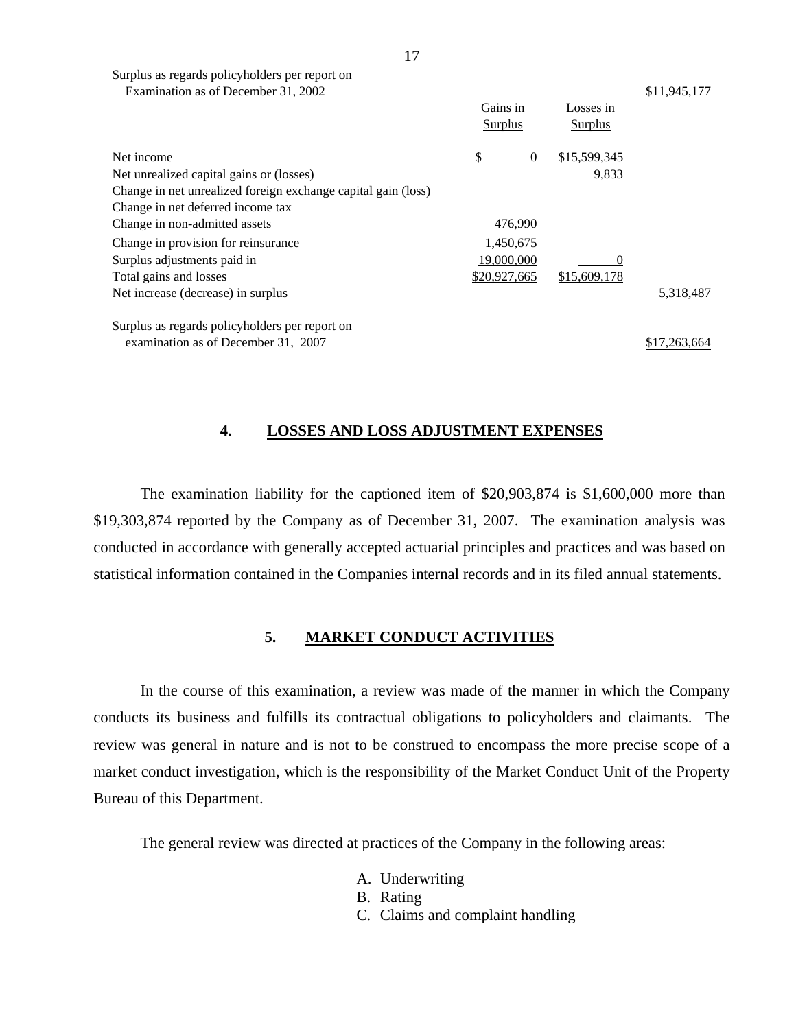| | Gains in Surplus | Losses in Surplus | |
|---|---|---|---|
| Surplus as regards policyholders per report on Examination as of December 31, 2002 | | | $11,945,177 |
| Net income | $ 0 | $15,599,345 | |
| Net unrealized capital gains or (losses) | | 9,833 | |
| Change in net unrealized foreign exchange capital gain (loss) | | | |
| Change in net deferred income tax | | | |
| Change in non-admitted assets | 476,990 | | |
| Change in provision for reinsurance | 1,450,675 | | |
| Surplus adjustments paid in | 19,000,000 | 0 | |
| Total gains and losses | $20,927,665 | $15,609,178 | |
| Net increase (decrease) in surplus | | | 5,318,487 |
| Surplus as regards policyholders per report on examination as of December 31, 2007 | | | $17,263,664 |

## 4. LOSSES AND LOSS ADJUSTMENT EXPENSES

The examination liability for the captioned item of $20,903,874 is $1,600,000 more than $19,303,874 reported by the Company as of December 31, 2007. The examination analysis was conducted in accordance with generally accepted actuarial principles and practices and was based on statistical information contained in the Companies internal records and in its filed annual statements.

## 5. MARKET CONDUCT ACTIVITIES

In the course of this examination, a review was made of the manner in which the Company conducts its business and fulfills its contractual obligations to policyholders and claimants. The review was general in nature and is not to be construed to encompass the more precise scope of a market conduct investigation, which is the responsibility of the Market Conduct Unit of the Property Bureau of this Department.

The general review was directed at practices of the Company in the following areas:

A. Underwriting
B. Rating
C. Claims and complaint handling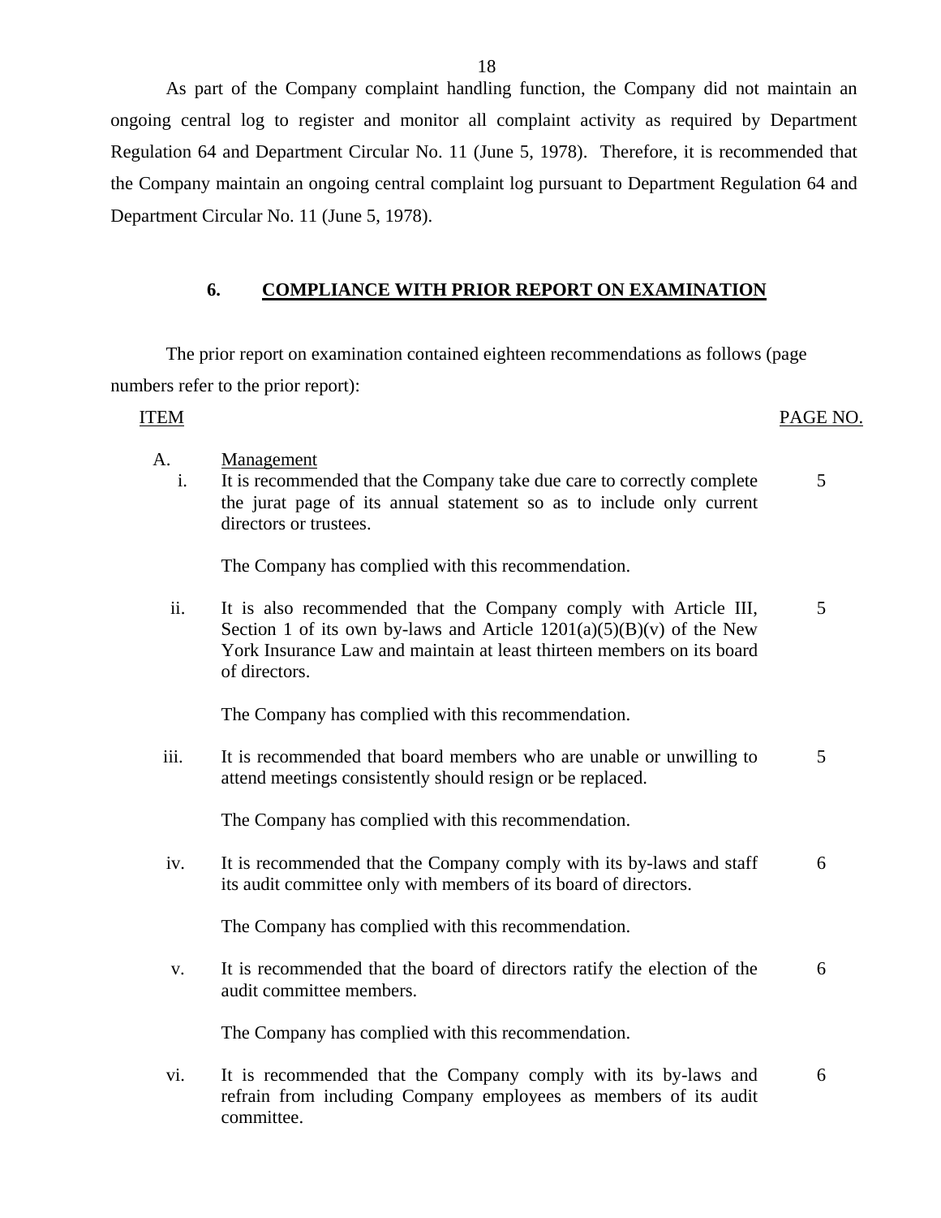As part of the Company complaint handling function, the Company did not maintain an ongoing central log to register and monitor all complaint activity as required by Department Regulation 64 and Department Circular No. 11 (June 5, 1978). Therefore, it is recommended that the Company maintain an ongoing central complaint log pursuant to Department Regulation 64 and Department Circular No. 11 (June 5, 1978).

## 6. COMPLIANCE WITH PRIOR REPORT ON EXAMINATION

The prior report on examination contained eighteen recommendations as follows (page numbers refer to the prior report):

| ITEM | | PAGE NO. |
|---|---|---|
| A. | Management | |
| i. | It is recommended that the Company take due care to correctly complete the jurat page of its annual statement so as to include only current directors or trustees. | 5 |
| | The Company has complied with this recommendation. | |
| ii. | It is also recommended that the Company comply with Article III, Section 1 of its own by-laws and Article 1201(a)(5)(B)(v) of the New York Insurance Law and maintain at least thirteen members on its board of directors. | 5 |
| | The Company has complied with this recommendation. | |
| iii. | It is recommended that board members who are unable or unwilling to attend meetings consistently should resign or be replaced. | 5 |
| | The Company has complied with this recommendation. | |
| iv. | It is recommended that the Company comply with its by-laws and staff its audit committee only with members of its board of directors. | 6 |
| | The Company has complied with this recommendation. | |
| v. | It is recommended that the board of directors ratify the election of the audit committee members. | 6 |
| | The Company has complied with this recommendation. | |
| vi. | It is recommended that the Company comply with its by-laws and refrain from including Company employees as members of its audit committee. | 6 |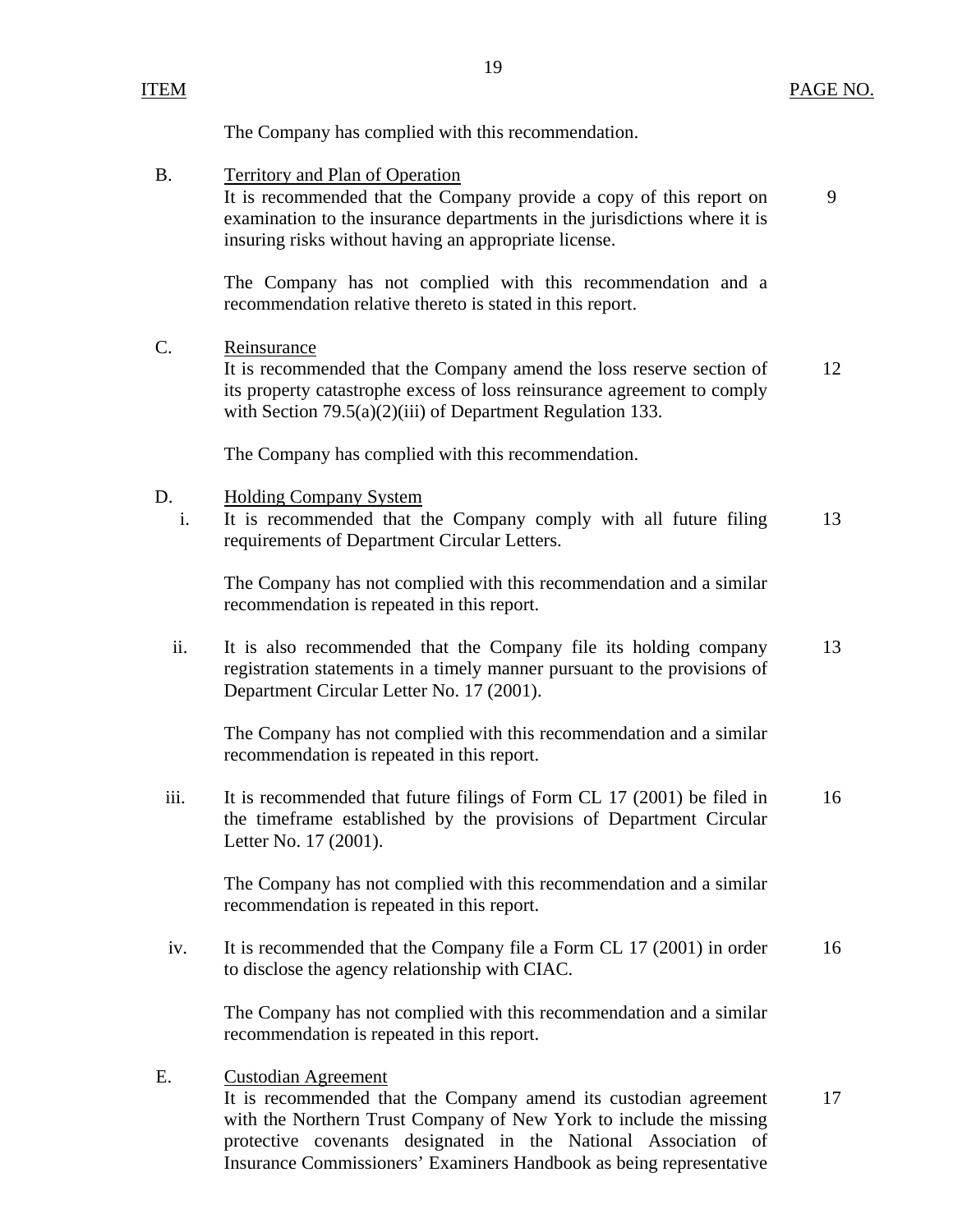| ITEM | | PAGE NO. |
|---|---|---|
| | The Company has complied with this recommendation. | |
| B. | Territory and Plan of Operation<br>It is recommended that the Company provide a copy of this report on examination to the insurance departments in the jurisdictions where it is insuring risks without having an appropriate license. | 9 |
| | The Company has not complied with this recommendation and a recommendation relative thereto is stated in this report. | |
| C. | Reinsurance<br>It is recommended that the Company amend the loss reserve section of its property catastrophe excess of loss reinsurance agreement to comply with Section 79.5(a)(2)(iii) of Department Regulation 133. | 12 |
| | The Company has complied with this recommendation. | |
| D. | Holding Company System | |
| i. | It is recommended that the Company comply with all future filing requirements of Department Circular Letters. | 13 |
| | The Company has not complied with this recommendation and a similar recommendation is repeated in this report. | |
| ii. | It is also recommended that the Company file its holding company registration statements in a timely manner pursuant to the provisions of Department Circular Letter No. 17 (2001). | 13 |
| | The Company has not complied with this recommendation and a similar recommendation is repeated in this report. | |
| iii. | It is recommended that future filings of Form CL 17 (2001) be filed in the timeframe established by the provisions of Department Circular Letter No. 17 (2001). | 16 |
| | The Company has not complied with this recommendation and a similar recommendation is repeated in this report. | |
| iv. | It is recommended that the Company file a Form CL 17 (2001) in order to disclose the agency relationship with CIAC. | 16 |
| | The Company has not complied with this recommendation and a similar recommendation is repeated in this report. | |
| E. | Custodian Agreement<br>It is recommended that the Company amend its custodian agreement with the Northern Trust Company of New York to include the missing protective covenants designated in the National Association of Insurance Commissioners' Examiners Handbook as being representative | 17 |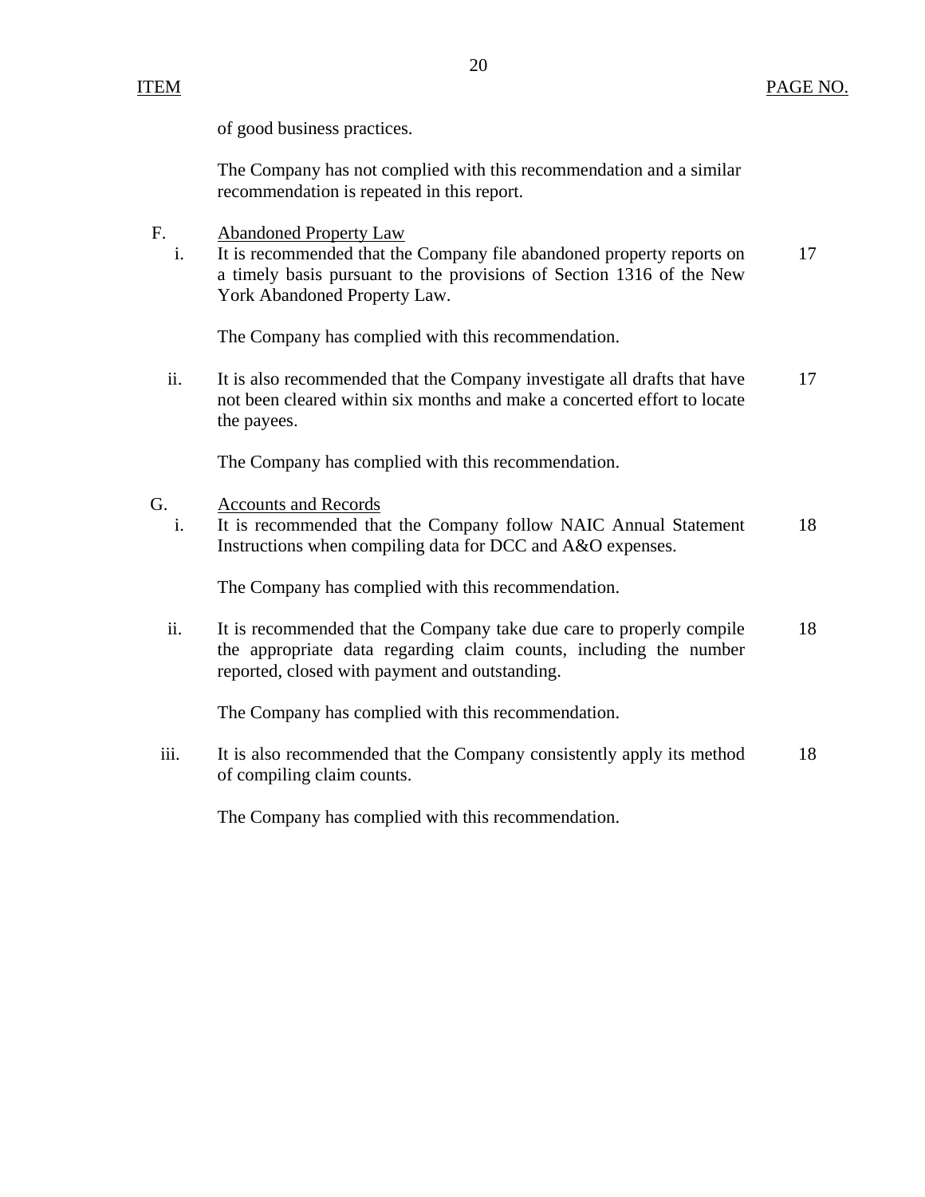| ITEM | | PAGE NO. |
|---|---|---|
| | of good business practices. | |
| | The Company has not complied with this recommendation and a similar recommendation is repeated in this report. | |
| F. | Abandoned Property Law | |
| i. | It is recommended that the Company file abandoned property reports on a timely basis pursuant to the provisions of Section 1316 of the New York Abandoned Property Law. | 17 |
| | The Company has complied with this recommendation. | |
| ii. | It is also recommended that the Company investigate all drafts that have not been cleared within six months and make a concerted effort to locate the payees. | 17 |
| | The Company has complied with this recommendation. | |
| G. | Accounts and Records | |
| i. | It is recommended that the Company follow NAIC Annual Statement Instructions when compiling data for DCC and A&O expenses. | 18 |
| | The Company has complied with this recommendation. | |
| ii. | It is recommended that the Company take due care to properly compile the appropriate data regarding claim counts, including the number reported, closed with payment and outstanding. | 18 |
| | The Company has complied with this recommendation. | |
| iii. | It is also recommended that the Company consistently apply its method of compiling claim counts. | 18 |
| | The Company has complied with this recommendation. | |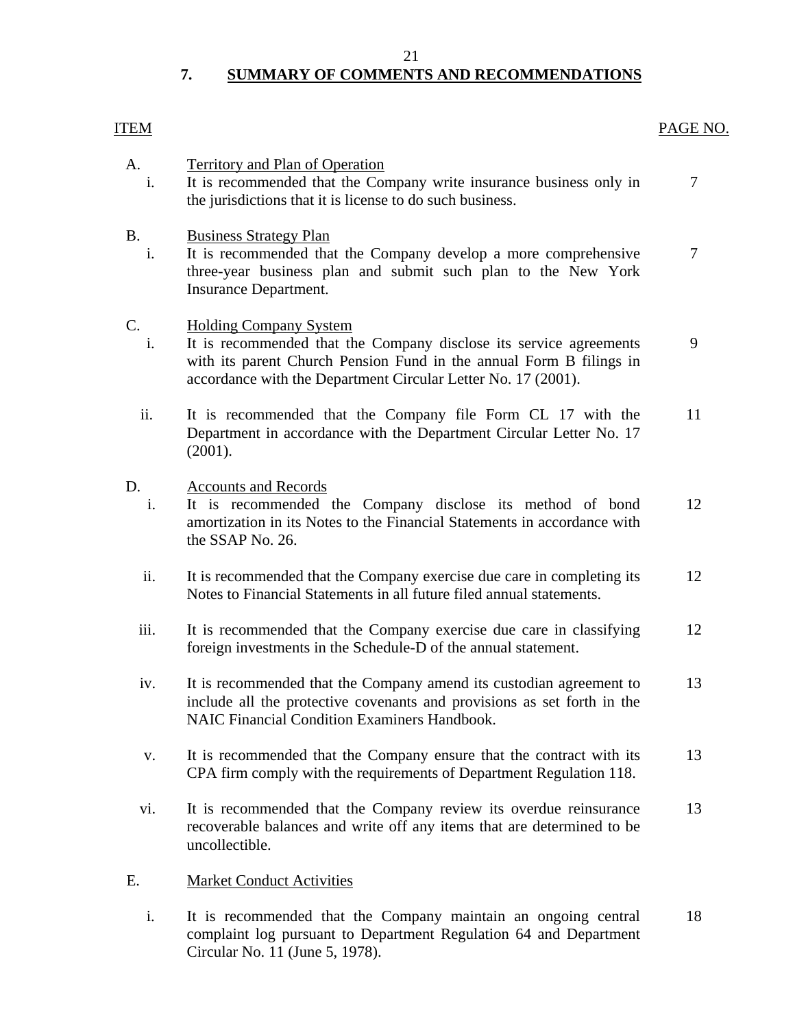## 7. SUMMARY OF COMMENTS AND RECOMMENDATIONS

| ITEM | | PAGE NO. |
|---|---|---|
| A. | Territory and Plan of Operation | |
| i. | It is recommended that the Company write insurance business only in the jurisdictions that it is license to do such business. | 7 |
| B. | Business Strategy Plan | |
| i. | It is recommended that the Company develop a more comprehensive three-year business plan and submit such plan to the New York Insurance Department. | 7 |
| C. | Holding Company System | |
| i. | It is recommended that the Company disclose its service agreements with its parent Church Pension Fund in the annual Form B filings in accordance with the Department Circular Letter No. 17 (2001). | 9 |
| ii. | It is recommended that the Company file Form CL 17 with the Department in accordance with the Department Circular Letter No. 17 (2001). | 11 |
| D. | Accounts and Records | |
| i. | It is recommended the Company disclose its method of bond amortization in its Notes to the Financial Statements in accordance with the SSAP No. 26. | 12 |
| ii. | It is recommended that the Company exercise due care in completing its Notes to Financial Statements in all future filed annual statements. | 12 |
| iii. | It is recommended that the Company exercise due care in classifying foreign investments in the Schedule-D of the annual statement. | 12 |
| iv. | It is recommended that the Company amend its custodian agreement to include all the protective covenants and provisions as set forth in the NAIC Financial Condition Examiners Handbook. | 13 |
| v. | It is recommended that the Company ensure that the contract with its CPA firm comply with the requirements of Department Regulation 118. | 13 |
| vi. | It is recommended that the Company review its overdue reinsurance recoverable balances and write off any items that are determined to be uncollectible. | 13 |
| E. | Market Conduct Activities | |
| i. | It is recommended that the Company maintain an ongoing central complaint log pursuant to Department Regulation 64 and Department Circular No. 11 (June 5, 1978). | 18 |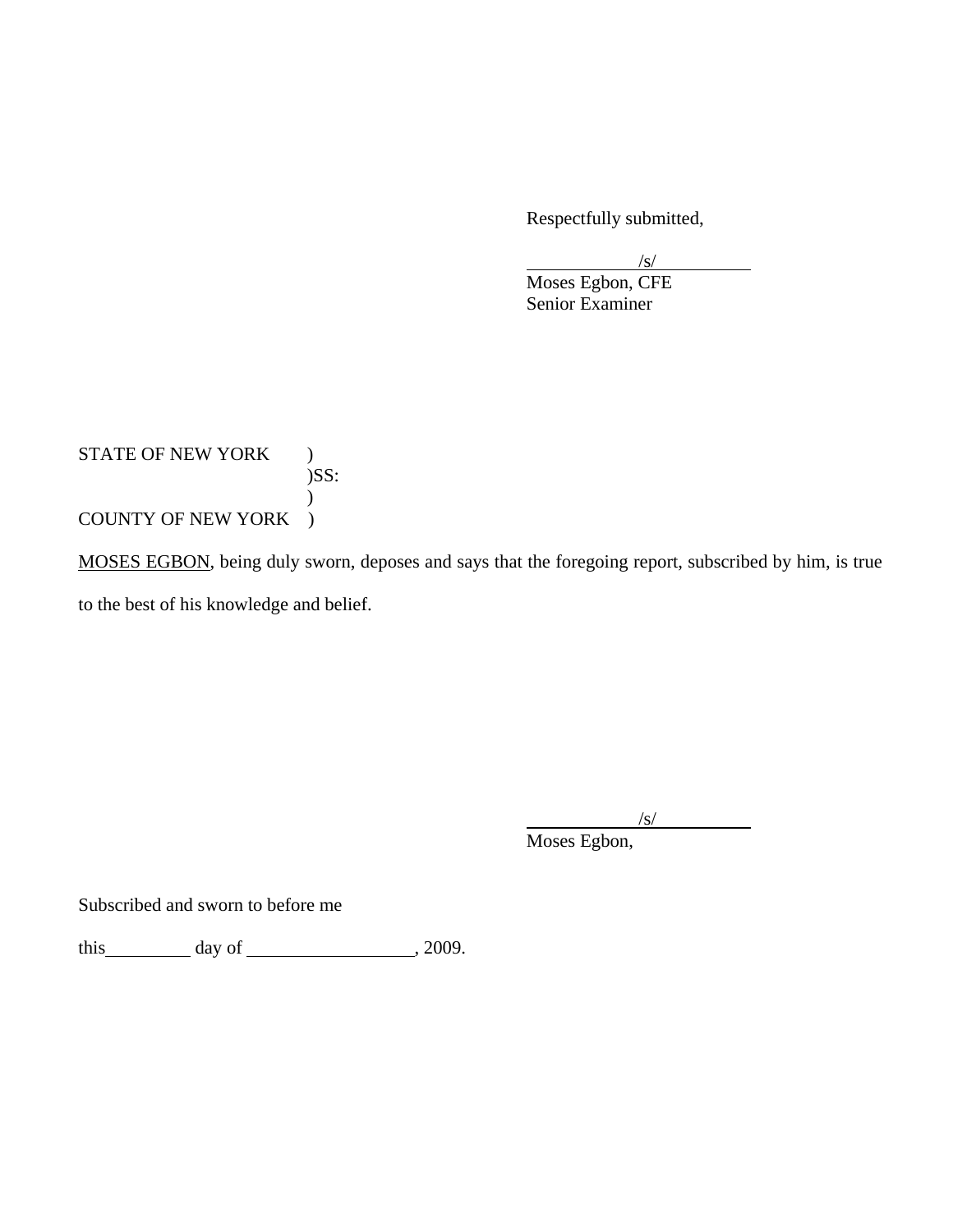Respectfully submitted,

/s/

Moses Egbon, CFE
Senior Examiner

STATE OF NEW YORK )
)SS:
)
COUNTY OF NEW YORK )

MOSES EGBON, being duly sworn, deposes and says that the foregoing report, subscribed by him, is true to the best of his knowledge and belief.

/s/

Moses Egbon,

Subscribed and sworn to before me

this\_\_\_\_\_\_\_\_\_\_ day of \_\_\_\_\_\_\_\_\_\_\_\_\_\_\_\_\_\_\_\_, 2009.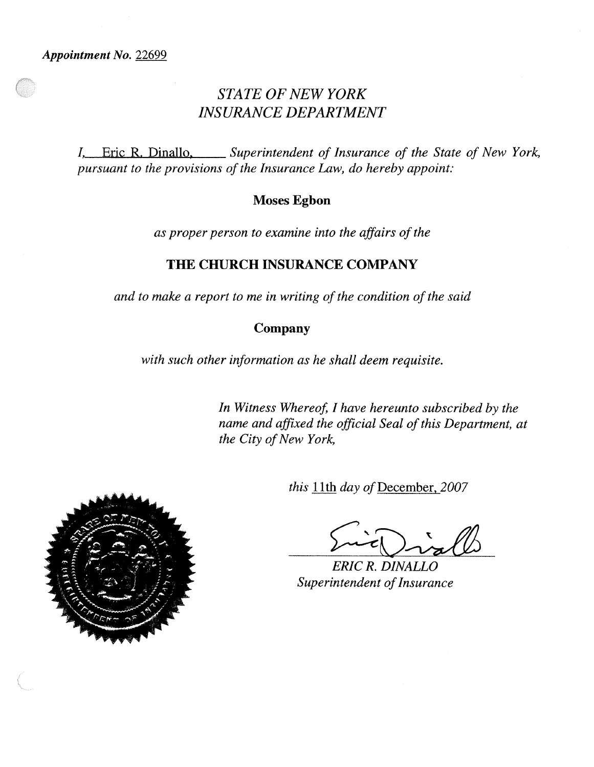*Appointment No.* 22699

## *STATE OF NEW YORK*
## *INSURANCE DEPARTMENT*

*I,* Eric R. Dinallo, *Superintendent of Insurance of the State of New York, pursuant to the provisions of the Insurance Law, do hereby appoint:*

**Moses Egbon**

*as proper person to examine into the affairs of the*

**THE CHURCH INSURANCE COMPANY**

*and to make a report to me in writing of the condition of the said*

**Company**

*with such other information as he shall deem requisite.*

*In Witness Whereof, I have hereunto subscribed by the name and affixed the official Seal of this Department, at the City of New York,*

*this* 11th *day of* December, *2007*

*ERIC R. DINALLO*
*Superintendent of Insurance*